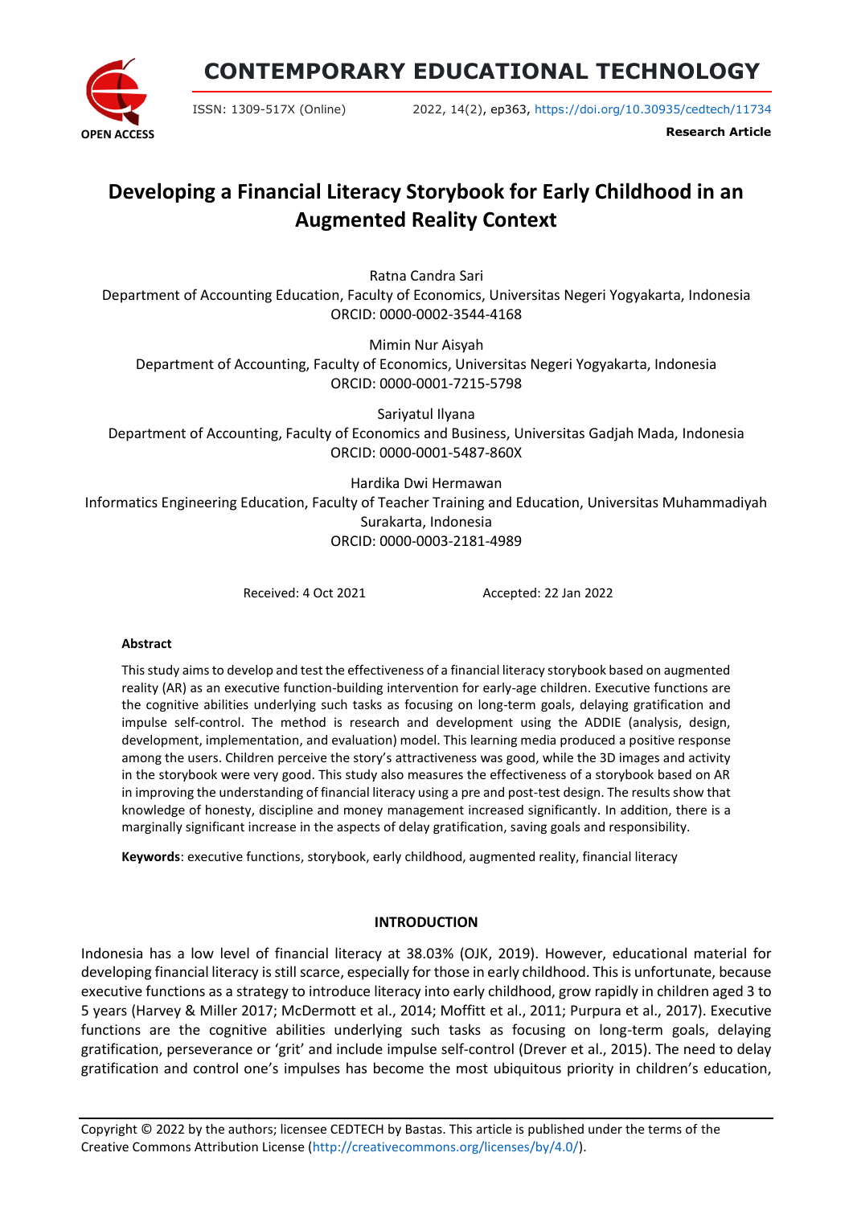# Developing a Financial Literacy Storybook for Early Childhood in an Augmented Reality Context

Ratna Candra Sari
Department of Accounting Education, Faculty of Economics, Universitas Negeri Yogyakarta, Indonesia
ORCID: 0000-0002-3544-4168

Mimin Nur Aisyah
Department of Accounting, Faculty of Economics, Universitas Negeri Yogyakarta, Indonesia
ORCID: 0000-0001-7215-5798

Sariyatul Ilyana
Department of Accounting, Faculty of Economics and Business, Universitas Gadjah Mada, Indonesia
ORCID: 0000-0001-5487-860X

Hardika Dwi Hermawan
Informatics Engineering Education, Faculty of Teacher Training and Education, Universitas Muhammadiyah Surakarta, Indonesia
ORCID: 0000-0003-2181-4989

Received: 4 Oct 2021 Accepted: 22 Jan 2022

### Abstract

This study aims to develop and test the effectiveness of a financial literacy storybook based on augmented reality (AR) as an executive function-building intervention for early-age children. Executive functions are the cognitive abilities underlying such tasks as focusing on long-term goals, delaying gratification and impulse self-control. The method is research and development using the ADDIE (analysis, design, development, implementation, and evaluation) model. This learning media produced a positive response among the users. Children perceive the story's attractiveness was good, while the 3D images and activity in the storybook were very good. This study also measures the effectiveness of a storybook based on AR in improving the understanding of financial literacy using a pre and post-test design. The results show that knowledge of honesty, discipline and money management increased significantly. In addition, there is a marginally significant increase in the aspects of delay gratification, saving goals and responsibility.

**Keywords**: executive functions, storybook, early childhood, augmented reality, financial literacy

## INTRODUCTION

Indonesia has a low level of financial literacy at 38.03% (OJK, 2019). However, educational material for developing financial literacy is still scarce, especially for those in early childhood. This is unfortunate, because executive functions as a strategy to introduce literacy into early childhood, grow rapidly in children aged 3 to 5 years (Harvey & Miller 2017; McDermott et al., 2014; Moffitt et al., 2011; Purpura et al., 2017). Executive functions are the cognitive abilities underlying such tasks as focusing on long-term goals, delaying gratification, perseverance or 'grit' and include impulse self-control (Drever et al., 2015). The need to delay gratification and control one's impulses has become the most ubiquitous priority in children's education,

Copyright © 2022 by the authors; licensee CEDTECH by Bastas. This article is published under the terms of the Creative Commons Attribution License (http://creativecommons.org/licenses/by/4.0/).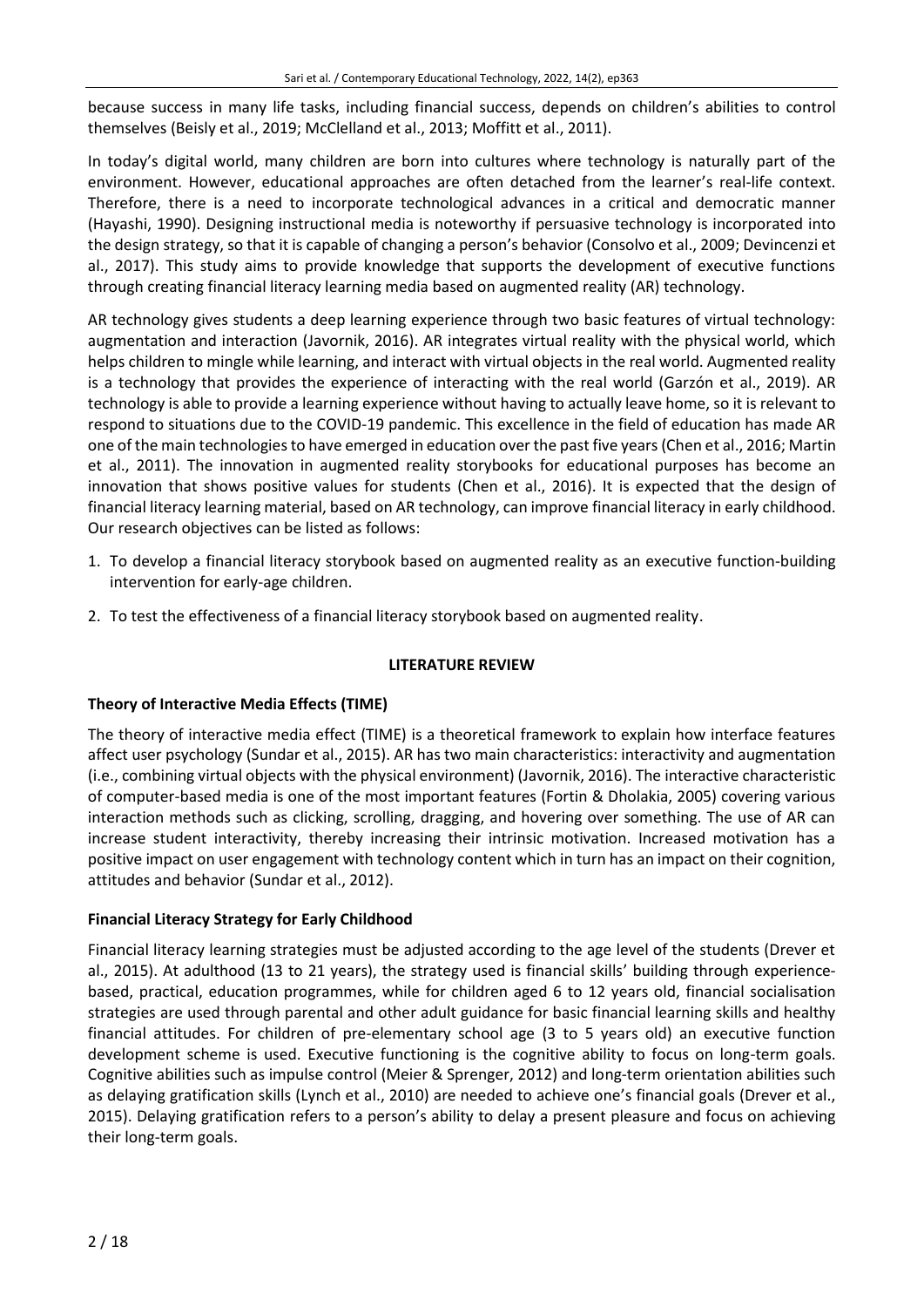because success in many life tasks, including financial success, depends on children's abilities to control themselves (Beisly et al., 2019; McClelland et al., 2013; Moffitt et al., 2011).

In today's digital world, many children are born into cultures where technology is naturally part of the environment. However, educational approaches are often detached from the learner's real-life context. Therefore, there is a need to incorporate technological advances in a critical and democratic manner (Hayashi, 1990). Designing instructional media is noteworthy if persuasive technology is incorporated into the design strategy, so that it is capable of changing a person's behavior (Consolvo et al., 2009; Devincenzi et al., 2017). This study aims to provide knowledge that supports the development of executive functions through creating financial literacy learning media based on augmented reality (AR) technology.

AR technology gives students a deep learning experience through two basic features of virtual technology: augmentation and interaction (Javornik, 2016). AR integrates virtual reality with the physical world, which helps children to mingle while learning, and interact with virtual objects in the real world. Augmented reality is a technology that provides the experience of interacting with the real world (Garzón et al., 2019). AR technology is able to provide a learning experience without having to actually leave home, so it is relevant to respond to situations due to the COVID-19 pandemic. This excellence in the field of education has made AR one of the main technologies to have emerged in education over the past five years (Chen et al., 2016; Martin et al., 2011). The innovation in augmented reality storybooks for educational purposes has become an innovation that shows positive values for students (Chen et al., 2016). It is expected that the design of financial literacy learning material, based on AR technology, can improve financial literacy in early childhood. Our research objectives can be listed as follows:

1. To develop a financial literacy storybook based on augmented reality as an executive function-building intervention for early-age children.
2. To test the effectiveness of a financial literacy storybook based on augmented reality.

## LITERATURE REVIEW

### Theory of Interactive Media Effects (TIME)

The theory of interactive media effect (TIME) is a theoretical framework to explain how interface features affect user psychology (Sundar et al., 2015). AR has two main characteristics: interactivity and augmentation (i.e., combining virtual objects with the physical environment) (Javornik, 2016). The interactive characteristic of computer-based media is one of the most important features (Fortin & Dholakia, 2005) covering various interaction methods such as clicking, scrolling, dragging, and hovering over something. The use of AR can increase student interactivity, thereby increasing their intrinsic motivation. Increased motivation has a positive impact on user engagement with technology content which in turn has an impact on their cognition, attitudes and behavior (Sundar et al., 2012).

### Financial Literacy Strategy for Early Childhood

Financial literacy learning strategies must be adjusted according to the age level of the students (Drever et al., 2015). At adulthood (13 to 21 years), the strategy used is financial skills' building through experience-based, practical, education programmes, while for children aged 6 to 12 years old, financial socialisation strategies are used through parental and other adult guidance for basic financial learning skills and healthy financial attitudes. For children of pre-elementary school age (3 to 5 years old) an executive function development scheme is used. Executive functioning is the cognitive ability to focus on long-term goals. Cognitive abilities such as impulse control (Meier & Sprenger, 2012) and long-term orientation abilities such as delaying gratification skills (Lynch et al., 2010) are needed to achieve one's financial goals (Drever et al., 2015). Delaying gratification refers to a person's ability to delay a present pleasure and focus on achieving their long-term goals.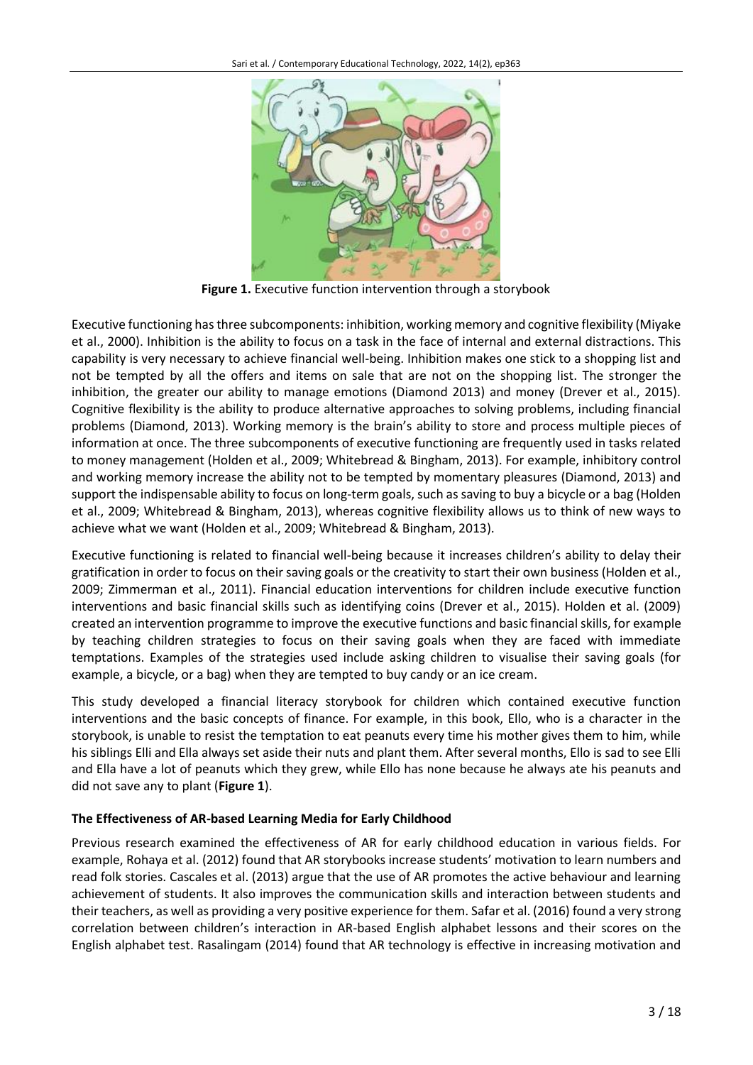**Figure 1.** Executive function intervention through a storybook

Executive functioning has three subcomponents: inhibition, working memory and cognitive flexibility (Miyake et al., 2000). Inhibition is the ability to focus on a task in the face of internal and external distractions. This capability is very necessary to achieve financial well-being. Inhibition makes one stick to a shopping list and not be tempted by all the offers and items on sale that are not on the shopping list. The stronger the inhibition, the greater our ability to manage emotions (Diamond 2013) and money (Drever et al., 2015). Cognitive flexibility is the ability to produce alternative approaches to solving problems, including financial problems (Diamond, 2013). Working memory is the brain's ability to store and process multiple pieces of information at once. The three subcomponents of executive functioning are frequently used in tasks related to money management (Holden et al., 2009; Whitebread & Bingham, 2013). For example, inhibitory control and working memory increase the ability not to be tempted by momentary pleasures (Diamond, 2013) and support the indispensable ability to focus on long-term goals, such as saving to buy a bicycle or a bag (Holden et al., 2009; Whitebread & Bingham, 2013), whereas cognitive flexibility allows us to think of new ways to achieve what we want (Holden et al., 2009; Whitebread & Bingham, 2013).

Executive functioning is related to financial well-being because it increases children's ability to delay their gratification in order to focus on their saving goals or the creativity to start their own business (Holden et al., 2009; Zimmerman et al., 2011). Financial education interventions for children include executive function interventions and basic financial skills such as identifying coins (Drever et al., 2015). Holden et al. (2009) created an intervention programme to improve the executive functions and basic financial skills, for example by teaching children strategies to focus on their saving goals when they are faced with immediate temptations. Examples of the strategies used include asking children to visualise their saving goals (for example, a bicycle, or a bag) when they are tempted to buy candy or an ice cream.

This study developed a financial literacy storybook for children which contained executive function interventions and the basic concepts of finance. For example, in this book, Ello, who is a character in the storybook, is unable to resist the temptation to eat peanuts every time his mother gives them to him, while his siblings Elli and Ella always set aside their nuts and plant them. After several months, Ello is sad to see Elli and Ella have a lot of peanuts which they grew, while Ello has none because he always ate his peanuts and did not save any to plant (**Figure 1**).

### The Effectiveness of AR-based Learning Media for Early Childhood

Previous research examined the effectiveness of AR for early childhood education in various fields. For example, Rohaya et al. (2012) found that AR storybooks increase students' motivation to learn numbers and read folk stories. Cascales et al. (2013) argue that the use of AR promotes the active behaviour and learning achievement of students. It also improves the communication skills and interaction between students and their teachers, as well as providing a very positive experience for them. Safar et al. (2016) found a very strong correlation between children's interaction in AR-based English alphabet lessons and their scores on the English alphabet test. Rasalingam (2014) found that AR technology is effective in increasing motivation and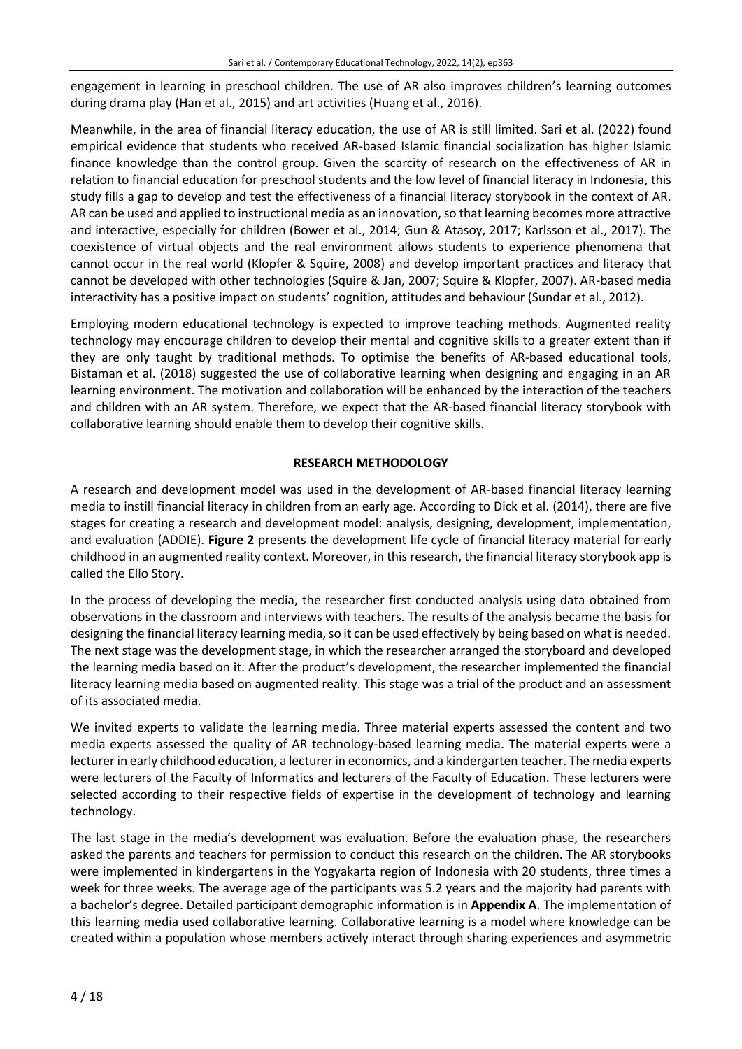engagement in learning in preschool children. The use of AR also improves children's learning outcomes during drama play (Han et al., 2015) and art activities (Huang et al., 2016).

Meanwhile, in the area of financial literacy education, the use of AR is still limited. Sari et al. (2022) found empirical evidence that students who received AR-based Islamic financial socialization has higher Islamic finance knowledge than the control group. Given the scarcity of research on the effectiveness of AR in relation to financial education for preschool students and the low level of financial literacy in Indonesia, this study fills a gap to develop and test the effectiveness of a financial literacy storybook in the context of AR. AR can be used and applied to instructional media as an innovation, so that learning becomes more attractive and interactive, especially for children (Bower et al., 2014; Gun & Atasoy, 2017; Karlsson et al., 2017). The coexistence of virtual objects and the real environment allows students to experience phenomena that cannot occur in the real world (Klopfer & Squire, 2008) and develop important practices and literacy that cannot be developed with other technologies (Squire & Jan, 2007; Squire & Klopfer, 2007). AR-based media interactivity has a positive impact on students' cognition, attitudes and behaviour (Sundar et al., 2012).

Employing modern educational technology is expected to improve teaching methods. Augmented reality technology may encourage children to develop their mental and cognitive skills to a greater extent than if they are only taught by traditional methods. To optimise the benefits of AR-based educational tools, Bistaman et al. (2018) suggested the use of collaborative learning when designing and engaging in an AR learning environment. The motivation and collaboration will be enhanced by the interaction of the teachers and children with an AR system. Therefore, we expect that the AR-based financial literacy storybook with collaborative learning should enable them to develop their cognitive skills.

## RESEARCH METHODOLOGY

A research and development model was used in the development of AR-based financial literacy learning media to instill financial literacy in children from an early age. According to Dick et al. (2014), there are five stages for creating a research and development model: analysis, designing, development, implementation, and evaluation (ADDIE). **Figure 2** presents the development life cycle of financial literacy material for early childhood in an augmented reality context. Moreover, in this research, the financial literacy storybook app is called the Ello Story.

In the process of developing the media, the researcher first conducted analysis using data obtained from observations in the classroom and interviews with teachers. The results of the analysis became the basis for designing the financial literacy learning media, so it can be used effectively by being based on what is needed. The next stage was the development stage, in which the researcher arranged the storyboard and developed the learning media based on it. After the product's development, the researcher implemented the financial literacy learning media based on augmented reality. This stage was a trial of the product and an assessment of its associated media.

We invited experts to validate the learning media. Three material experts assessed the content and two media experts assessed the quality of AR technology-based learning media. The material experts were a lecturer in early childhood education, a lecturer in economics, and a kindergarten teacher. The media experts were lecturers of the Faculty of Informatics and lecturers of the Faculty of Education. These lecturers were selected according to their respective fields of expertise in the development of technology and learning technology.

The last stage in the media's development was evaluation. Before the evaluation phase, the researchers asked the parents and teachers for permission to conduct this research on the children. The AR storybooks were implemented in kindergartens in the Yogyakarta region of Indonesia with 20 students, three times a week for three weeks. The average age of the participants was 5.2 years and the majority had parents with a bachelor's degree. Detailed participant demographic information is in **Appendix A**. The implementation of this learning media used collaborative learning. Collaborative learning is a model where knowledge can be created within a population whose members actively interact through sharing experiences and asymmetric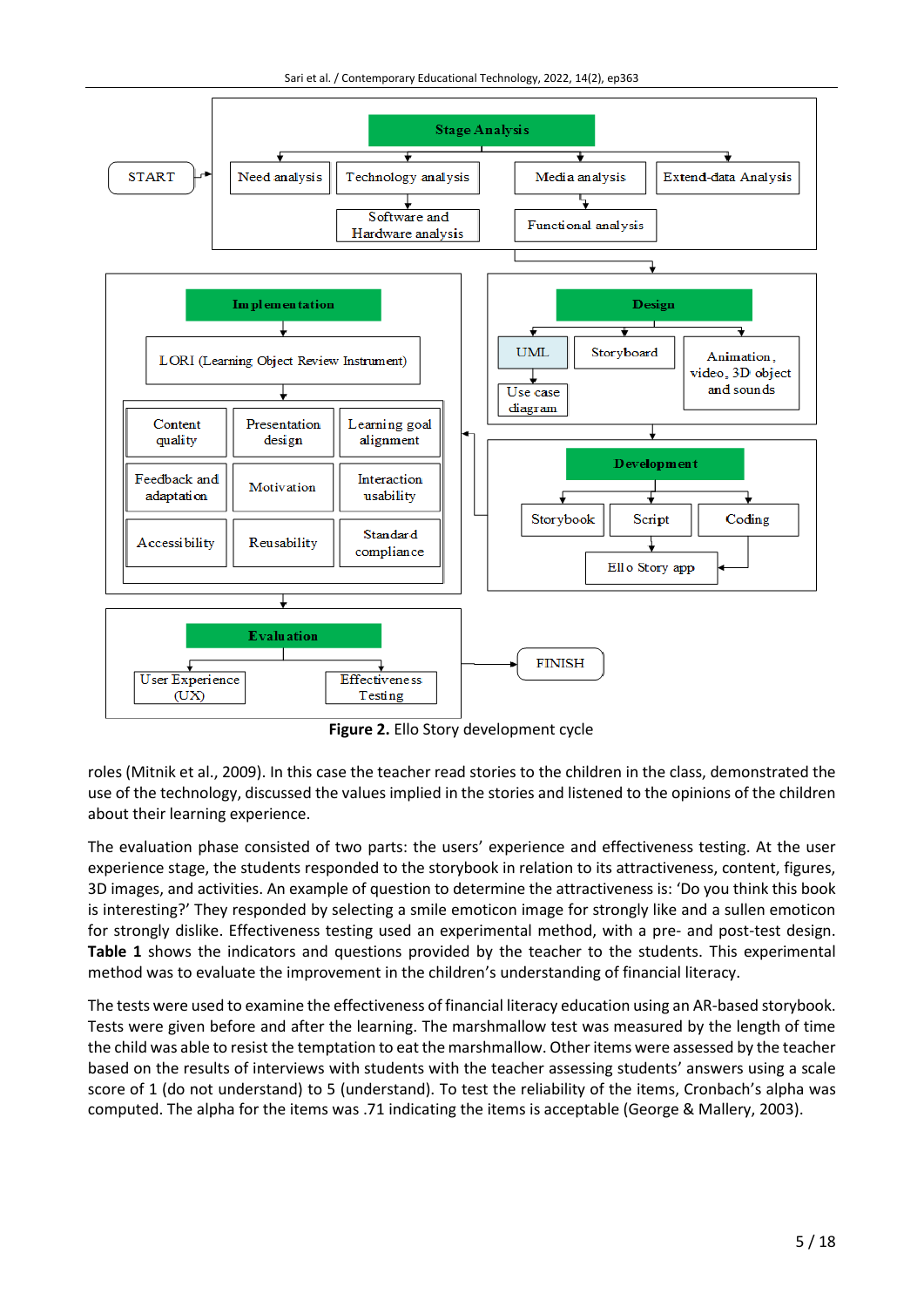**Figure 2.** Ello Story development cycle

roles (Mitnik et al., 2009). In this case the teacher read stories to the children in the class, demonstrated the use of the technology, discussed the values implied in the stories and listened to the opinions of the children about their learning experience.

The evaluation phase consisted of two parts: the users' experience and effectiveness testing. At the user experience stage, the students responded to the storybook in relation to its attractiveness, content, figures, 3D images, and activities. An example of question to determine the attractiveness is: 'Do you think this book is interesting?' They responded by selecting a smile emoticon image for strongly like and a sullen emoticon for strongly dislike. Effectiveness testing used an experimental method, with a pre- and post-test design. **Table 1** shows the indicators and questions provided by the teacher to the students. This experimental method was to evaluate the improvement in the children's understanding of financial literacy.

The tests were used to examine the effectiveness of financial literacy education using an AR-based storybook. Tests were given before and after the learning. The marshmallow test was measured by the length of time the child was able to resist the temptation to eat the marshmallow. Other items were assessed by the teacher based on the results of interviews with students with the teacher assessing students' answers using a scale score of 1 (do not understand) to 5 (understand). To test the reliability of the items, Cronbach's alpha was computed. The alpha for the items was .71 indicating the items is acceptable (George & Mallery, 2003).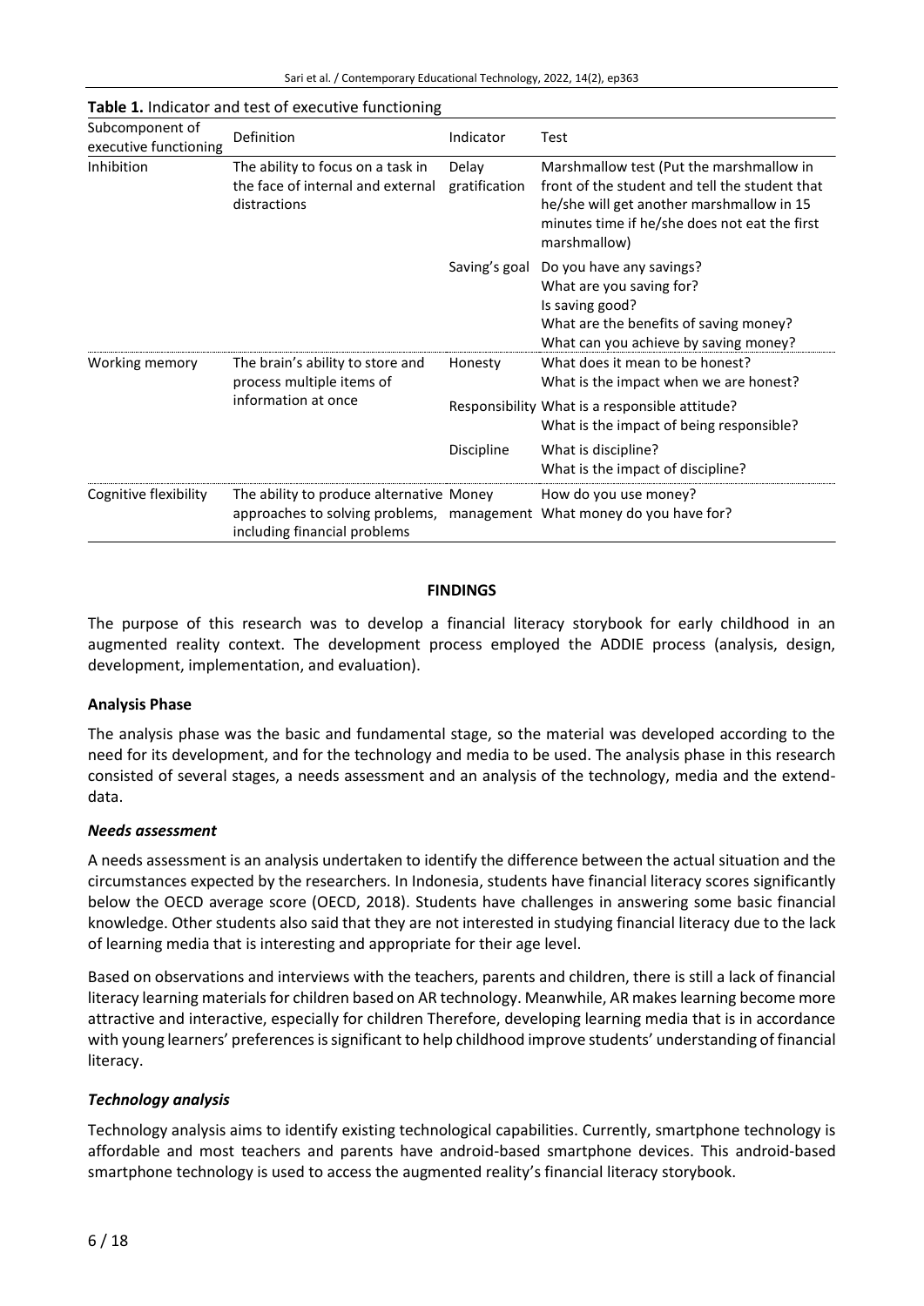**Table 1.** Indicator and test of executive functioning

| Subcomponent of executive functioning | Definition | Indicator | Test |
|---|---|---|---|
| Inhibition | The ability to focus on a task in the face of internal and external distractions | Delay gratification | Marshmallow test (Put the marshmallow in front of the student and tell the student that he/she will get another marshmallow in 15 minutes time if he/she does not eat the first marshmallow) |
| | | Saving's goal | Do you have any savings?<br>What are you saving for?<br>Is saving good?<br>What are the benefits of saving money?<br>What can you achieve by saving money? |
| Working memory | The brain's ability to store and process multiple items of information at once | Honesty | What does it mean to be honest?<br>What is the impact when we are honest? |
| | | Responsibility | What is a responsible attitude?<br>What is the impact of being responsible? |
| | | Discipline | What is discipline?<br>What is the impact of discipline? |
| Cognitive flexibility | The ability to produce alternative approaches to solving problems, including financial problems | Money management | How do you use money?<br>What money do you have for? |

## FINDINGS

The purpose of this research was to develop a financial literacy storybook for early childhood in an augmented reality context. The development process employed the ADDIE process (analysis, design, development, implementation, and evaluation).

### Analysis Phase

The analysis phase was the basic and fundamental stage, so the material was developed according to the need for its development, and for the technology and media to be used. The analysis phase in this research consisted of several stages, a needs assessment and an analysis of the technology, media and the extend-data.

#### *Needs assessment*

A needs assessment is an analysis undertaken to identify the difference between the actual situation and the circumstances expected by the researchers. In Indonesia, students have financial literacy scores significantly below the OECD average score (OECD, 2018). Students have challenges in answering some basic financial knowledge. Other students also said that they are not interested in studying financial literacy due to the lack of learning media that is interesting and appropriate for their age level.

Based on observations and interviews with the teachers, parents and children, there is still a lack of financial literacy learning materials for children based on AR technology. Meanwhile, AR makes learning become more attractive and interactive, especially for children Therefore, developing learning media that is in accordance with young learners' preferences is significant to help childhood improve students' understanding of financial literacy.

#### *Technology analysis*

Technology analysis aims to identify existing technological capabilities. Currently, smartphone technology is affordable and most teachers and parents have android-based smartphone devices. This android-based smartphone technology is used to access the augmented reality's financial literacy storybook.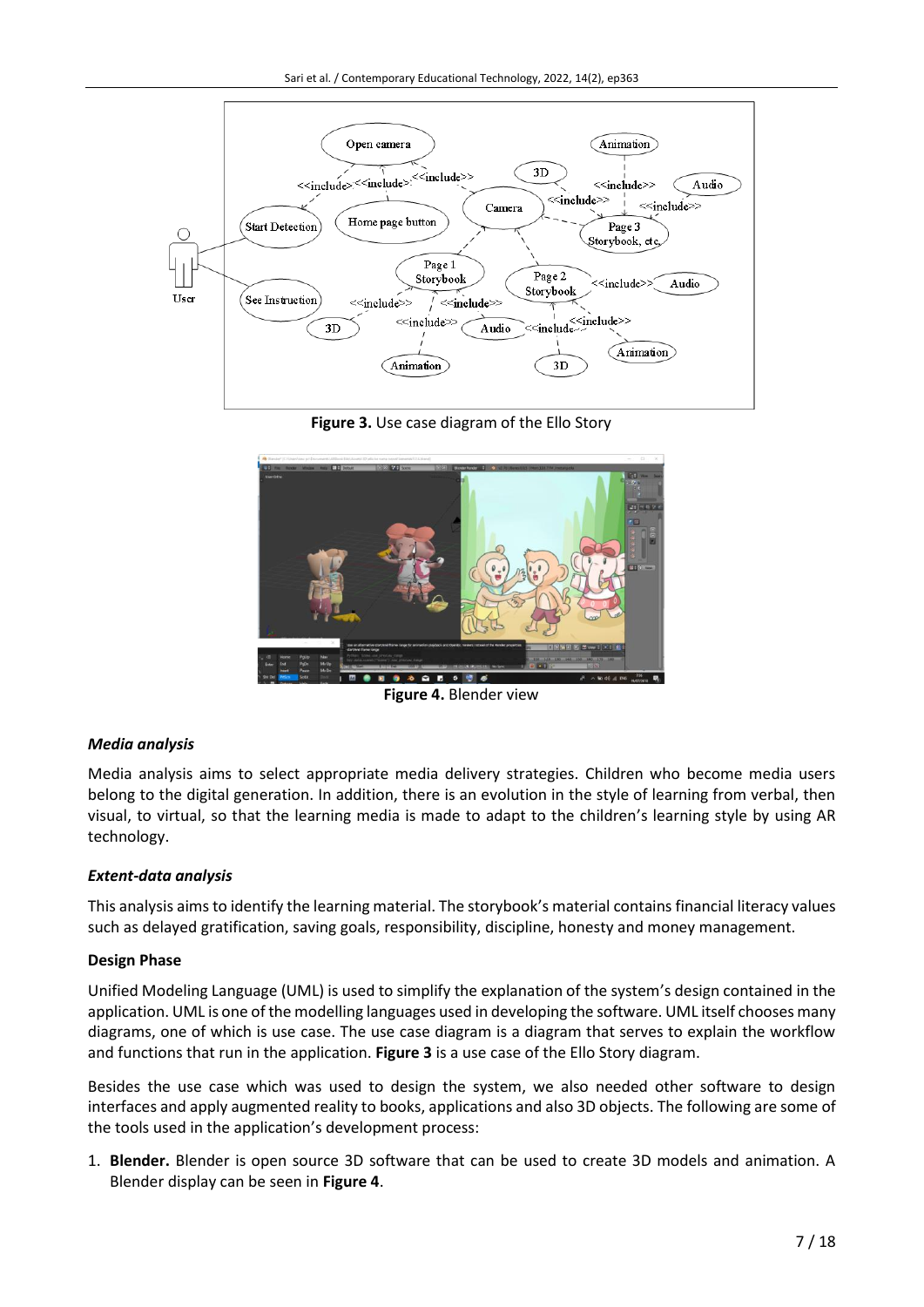Figure 3. Use case diagram of the Ello Story

Figure 4. Blender view

### *Media analysis*

Media analysis aims to select appropriate media delivery strategies. Children who become media users belong to the digital generation. In addition, there is an evolution in the style of learning from verbal, then visual, to virtual, so that the learning media is made to adapt to the children's learning style by using AR technology.

### *Extent-data analysis*

This analysis aims to identify the learning material. The storybook's material contains financial literacy values such as delayed gratification, saving goals, responsibility, discipline, honesty and money management.

### Design Phase

Unified Modeling Language (UML) is used to simplify the explanation of the system's design contained in the application. UML is one of the modelling languages used in developing the software. UML itself chooses many diagrams, one of which is use case. The use case diagram is a diagram that serves to explain the workflow and functions that run in the application. **Figure 3** is a use case of the Ello Story diagram.

Besides the use case which was used to design the system, we also needed other software to design interfaces and apply augmented reality to books, applications and also 3D objects. The following are some of the tools used in the application's development process:

1. **Blender.** Blender is open source 3D software that can be used to create 3D models and animation. A Blender display can be seen in **Figure 4**.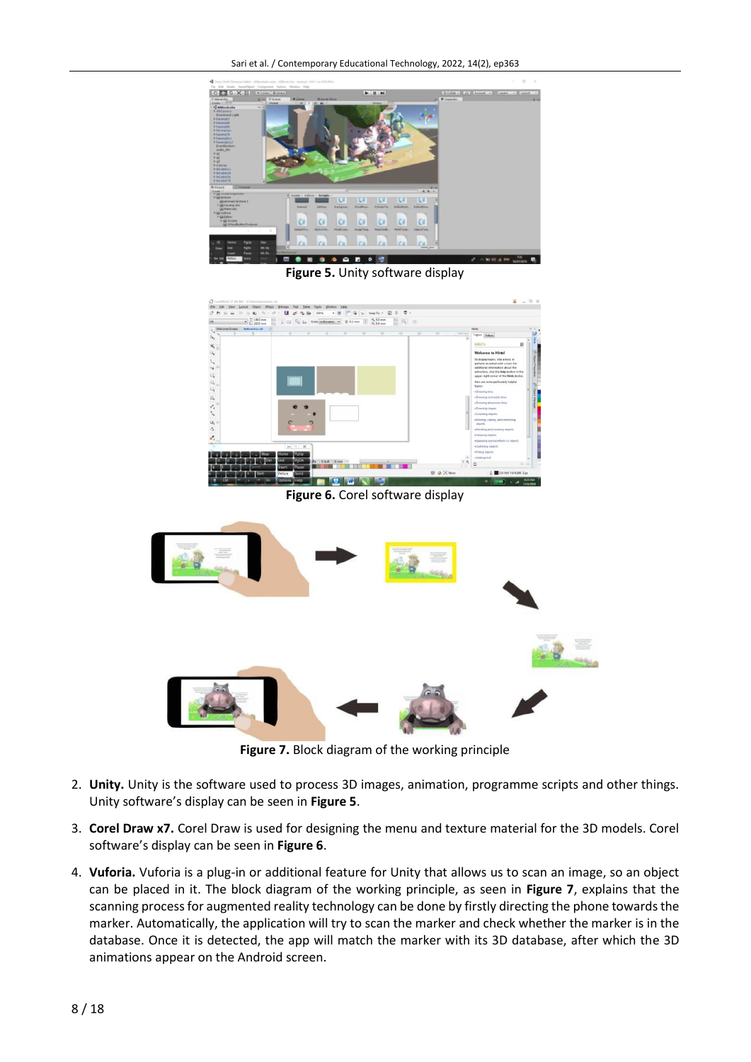**Figure 5.** Unity software display

**Figure 6.** Corel software display

**Figure 7.** Block diagram of the working principle

2. **Unity.** Unity is the software used to process 3D images, animation, programme scripts and other things. Unity software's display can be seen in **Figure 5**.
3. **Corel Draw x7.** Corel Draw is used for designing the menu and texture material for the 3D models. Corel software's display can be seen in **Figure 6**.
4. **Vuforia.** Vuforia is a plug-in or additional feature for Unity that allows us to scan an image, so an object can be placed in it. The block diagram of the working principle, as seen in **Figure 7**, explains that the scanning process for augmented reality technology can be done by firstly directing the phone towards the marker. Automatically, the application will try to scan the marker and check whether the marker is in the database. Once it is detected, the app will match the marker with its 3D database, after which the 3D animations appear on the Android screen.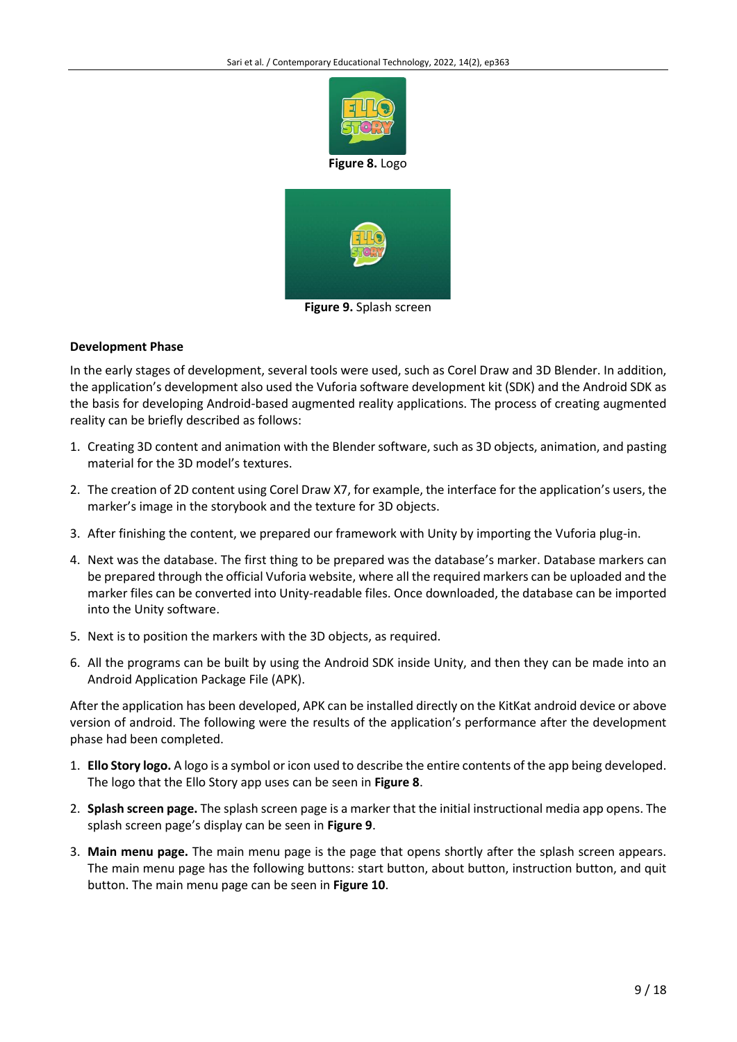Figure 8. Logo

Figure 9. Splash screen

### Development Phase

In the early stages of development, several tools were used, such as Corel Draw and 3D Blender. In addition, the application's development also used the Vuforia software development kit (SDK) and the Android SDK as the basis for developing Android-based augmented reality applications. The process of creating augmented reality can be briefly described as follows:

1. Creating 3D content and animation with the Blender software, such as 3D objects, animation, and pasting material for the 3D model's textures.
2. The creation of 2D content using Corel Draw X7, for example, the interface for the application's users, the marker's image in the storybook and the texture for 3D objects.
3. After finishing the content, we prepared our framework with Unity by importing the Vuforia plug-in.
4. Next was the database. The first thing to be prepared was the database's marker. Database markers can be prepared through the official Vuforia website, where all the required markers can be uploaded and the marker files can be converted into Unity-readable files. Once downloaded, the database can be imported into the Unity software.
5. Next is to position the markers with the 3D objects, as required.
6. All the programs can be built by using the Android SDK inside Unity, and then they can be made into an Android Application Package File (APK).

After the application has been developed, APK can be installed directly on the KitKat android device or above version of android. The following were the results of the application's performance after the development phase had been completed.

1. **Ello Story logo.** A logo is a symbol or icon used to describe the entire contents of the app being developed. The logo that the Ello Story app uses can be seen in **Figure 8**.
2. **Splash screen page.** The splash screen page is a marker that the initial instructional media app opens. The splash screen page's display can be seen in **Figure 9**.
3. **Main menu page.** The main menu page is the page that opens shortly after the splash screen appears. The main menu page has the following buttons: start button, about button, instruction button, and quit button. The main menu page can be seen in **Figure 10**.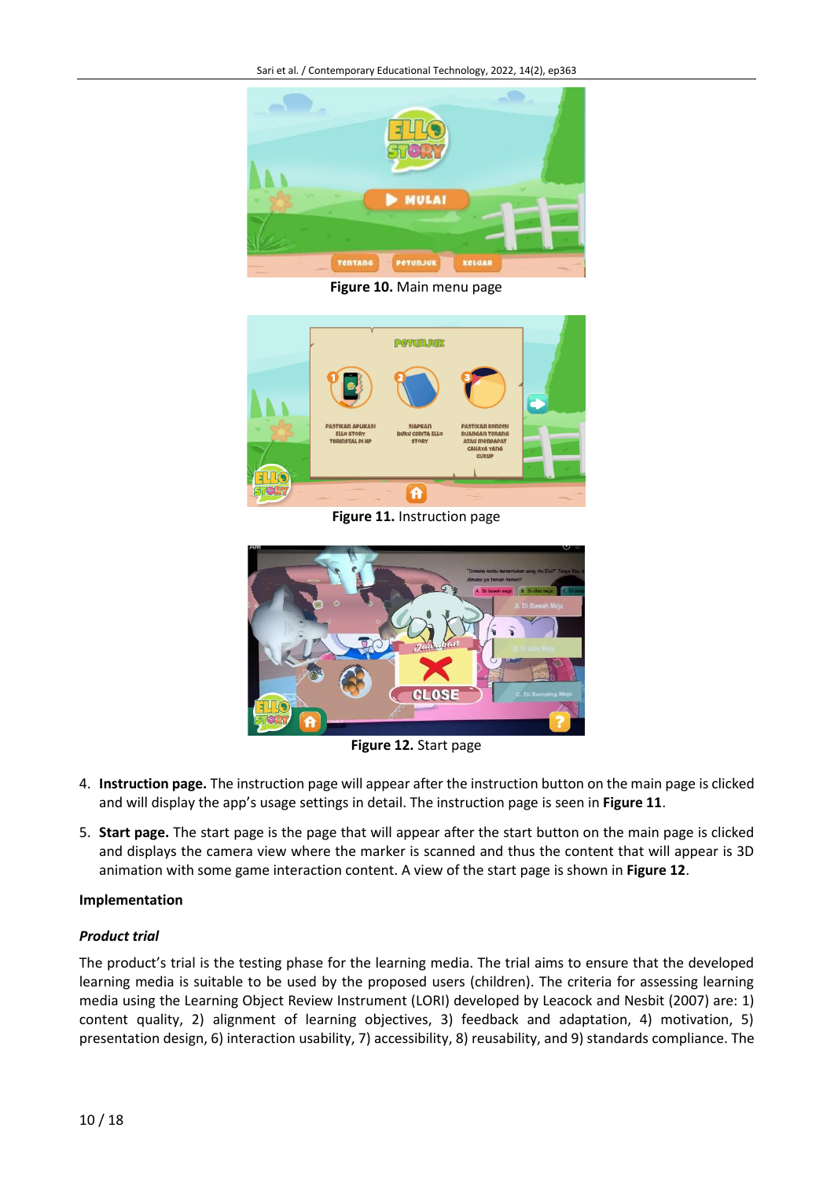Figure 10. Main menu page

Figure 11. Instruction page

Figure 12. Start page

4. **Instruction page.** The instruction page will appear after the instruction button on the main page is clicked and will display the app's usage settings in detail. The instruction page is seen in **Figure 11**.
5. **Start page.** The start page is the page that will appear after the start button on the main page is clicked and displays the camera view where the marker is scanned and thus the content that will appear is 3D animation with some game interaction content. A view of the start page is shown in **Figure 12**.

**Implementation**

***Product trial***

The product's trial is the testing phase for the learning media. The trial aims to ensure that the developed learning media is suitable to be used by the proposed users (children). The criteria for assessing learning media using the Learning Object Review Instrument (LORI) developed by Leacock and Nesbit (2007) are: 1) content quality, 2) alignment of learning objectives, 3) feedback and adaptation, 4) motivation, 5) presentation design, 6) interaction usability, 7) accessibility, 8) reusability, and 9) standards compliance. The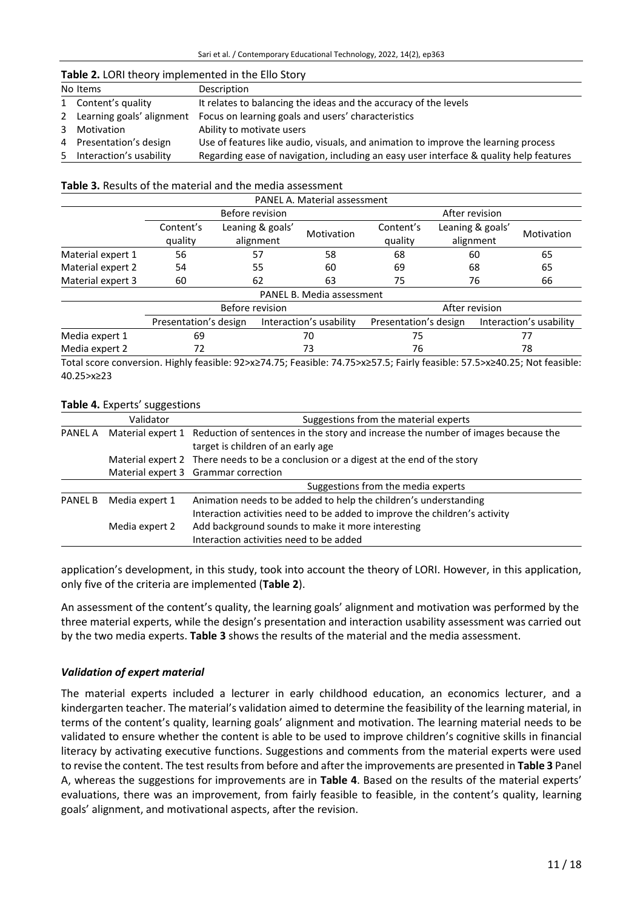**Table 2.** LORI theory implemented in the Ello Story

| No | Items | Description |
|---|---|---|
| 1 | Content's quality | It relates to balancing the ideas and the accuracy of the levels |
| 2 | Learning goals' alignment | Focus on learning goals and users' characteristics |
| 3 | Motivation | Ability to motivate users |
| 4 | Presentation's design | Use of features like audio, visuals, and animation to improve the learning process |
| 5 | Interaction's usability | Regarding ease of navigation, including an easy user interface & quality help features |

**Table 3.** Results of the material and the media assessment

| PANEL A. Material assessment | | | | | | |
|---|---|---|---|---|---|---|
| | Before revision | | | After revision | | |
| | Content's quality | Leaning & goals' alignment | Motivation | Content's quality | Leaning & goals' alignment | Motivation |
| Material expert 1 | 56 | 57 | 58 | 68 | 60 | 65 |
| Material expert 2 | 54 | 55 | 60 | 69 | 68 | 65 |
| Material expert 3 | 60 | 62 | 63 | 75 | 76 | 66 |

| PANEL B. Media assessment | | | | |
|---|---|---|---|---|
| | Before revision | | After revision | |
| | Presentation's design | Interaction's usability | Presentation's design | Interaction's usability |
| Media expert 1 | 69 | 70 | 75 | 77 |
| Media expert 2 | 72 | 73 | 76 | 78 |

Total score conversion. Highly feasible: 92>x≥74.75; Feasible: 74.75>x≥57.5; Fairly feasible: 57.5>x≥40.25; Not feasible: 40.25>x≥23

**Table 4.** Experts' suggestions

| Validator | | Suggestions from the material experts |
|---|---|---|
| PANEL A | Material expert 1 | Reduction of sentences in the story and increase the number of images because the target is children of an early age |
| | Material expert 2 | There needs to be a conclusion or a digest at the end of the story |
| | Material expert 3 | Grammar correction |
| | | **Suggestions from the media experts** |
| PANEL B | Media expert 1 | Animation needs to be added to help the children's understanding<br>Interaction activities need to be added to improve the children's activity |
| | Media expert 2 | Add background sounds to make it more interesting<br>Interaction activities need to be added |

application's development, in this study, took into account the theory of LORI. However, in this application, only five of the criteria are implemented (**Table 2**).

An assessment of the content's quality, the learning goals' alignment and motivation was performed by the three material experts, while the design's presentation and interaction usability assessment was carried out by the two media experts. **Table 3** shows the results of the material and the media assessment.

### *Validation of expert material*

The material experts included a lecturer in early childhood education, an economics lecturer, and a kindergarten teacher. The material's validation aimed to determine the feasibility of the learning material, in terms of the content's quality, learning goals' alignment and motivation. The learning material needs to be validated to ensure whether the content is able to be used to improve children's cognitive skills in financial literacy by activating executive functions. Suggestions and comments from the material experts were used to revise the content. The test results from before and after the improvements are presented in **Table 3** Panel A, whereas the suggestions for improvements are in **Table 4**. Based on the results of the material experts' evaluations, there was an improvement, from fairly feasible to feasible, in the content's quality, learning goals' alignment, and motivational aspects, after the revision.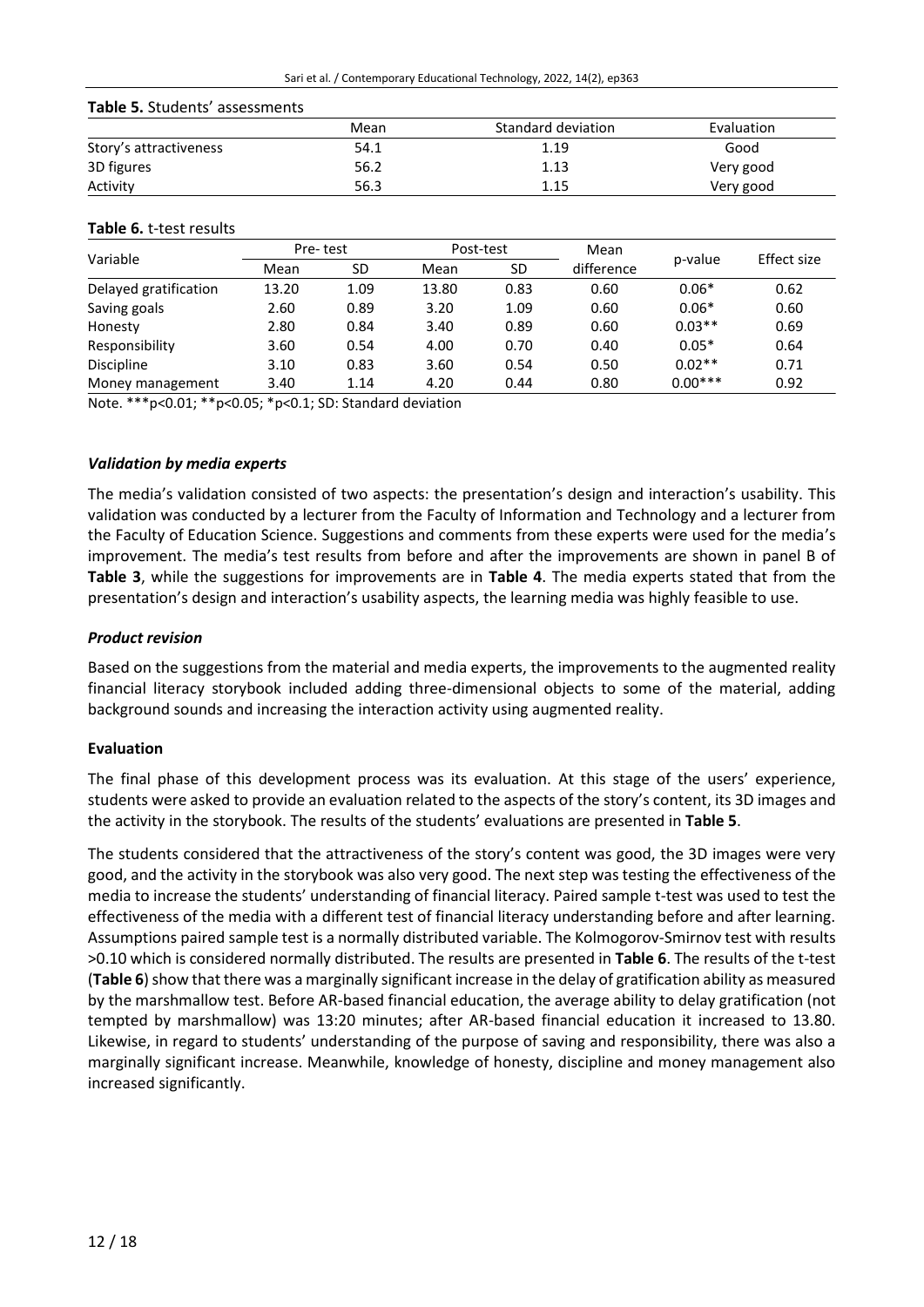**Table 5.** Students' assessments

| | Mean | Standard deviation | Evaluation |
|---|---|---|---|
| Story's attractiveness | 54.1 | 1.19 | Good |
| 3D figures | 56.2 | 1.13 | Very good |
| Activity | 56.3 | 1.15 | Very good |

**Table 6.** t-test results

| Variable | Pre- test | | Post-test | | Mean difference | p-value | Effect size |
|---|---|---|---|---|---|---|---|
| | Mean | SD | Mean | SD | | | |
| Delayed gratification | 13.20 | 1.09 | 13.80 | 0.83 | 0.60 | 0.06* | 0.62 |
| Saving goals | 2.60 | 0.89 | 3.20 | 1.09 | 0.60 | 0.06* | 0.60 |
| Honesty | 2.80 | 0.84 | 3.40 | 0.89 | 0.60 | 0.03** | 0.69 |
| Responsibility | 3.60 | 0.54 | 4.00 | 0.70 | 0.40 | 0.05* | 0.64 |
| Discipline | 3.10 | 0.83 | 3.60 | 0.54 | 0.50 | 0.02** | 0.71 |
| Money management | 3.40 | 1.14 | 4.20 | 0.44 | 0.80 | 0.00*** | 0.92 |

Note. ***$p<0.01$; **$p<0.05$; *$p<0.1$; SD: Standard deviation

#### *Validation by media experts*

The media's validation consisted of two aspects: the presentation's design and interaction's usability. This validation was conducted by a lecturer from the Faculty of Information and Technology and a lecturer from the Faculty of Education Science. Suggestions and comments from these experts were used for the media's improvement. The media's test results from before and after the improvements are shown in panel B of **Table 3**, while the suggestions for improvements are in **Table 4**. The media experts stated that from the presentation's design and interaction's usability aspects, the learning media was highly feasible to use.

#### *Product revision*

Based on the suggestions from the material and media experts, the improvements to the augmented reality financial literacy storybook included adding three-dimensional objects to some of the material, adding background sounds and increasing the interaction activity using augmented reality.

### Evaluation

The final phase of this development process was its evaluation. At this stage of the users' experience, students were asked to provide an evaluation related to the aspects of the story's content, its 3D images and the activity in the storybook. The results of the students' evaluations are presented in **Table 5**.

The students considered that the attractiveness of the story's content was good, the 3D images were very good, and the activity in the storybook was also very good. The next step was testing the effectiveness of the media to increase the students' understanding of financial literacy. Paired sample t-test was used to test the effectiveness of the media with a different test of financial literacy understanding before and after learning. Assumptions paired sample test is a normally distributed variable. The Kolmogorov-Smirnov test with results >0.10 which is considered normally distributed. The results are presented in **Table 6**. The results of the t-test (**Table 6**) show that there was a marginally significant increase in the delay of gratification ability as measured by the marshmallow test. Before AR-based financial education, the average ability to delay gratification (not tempted by marshmallow) was 13:20 minutes; after AR-based financial education it increased to 13.80. Likewise, in regard to students' understanding of the purpose of saving and responsibility, there was also a marginally significant increase. Meanwhile, knowledge of honesty, discipline and money management also increased significantly.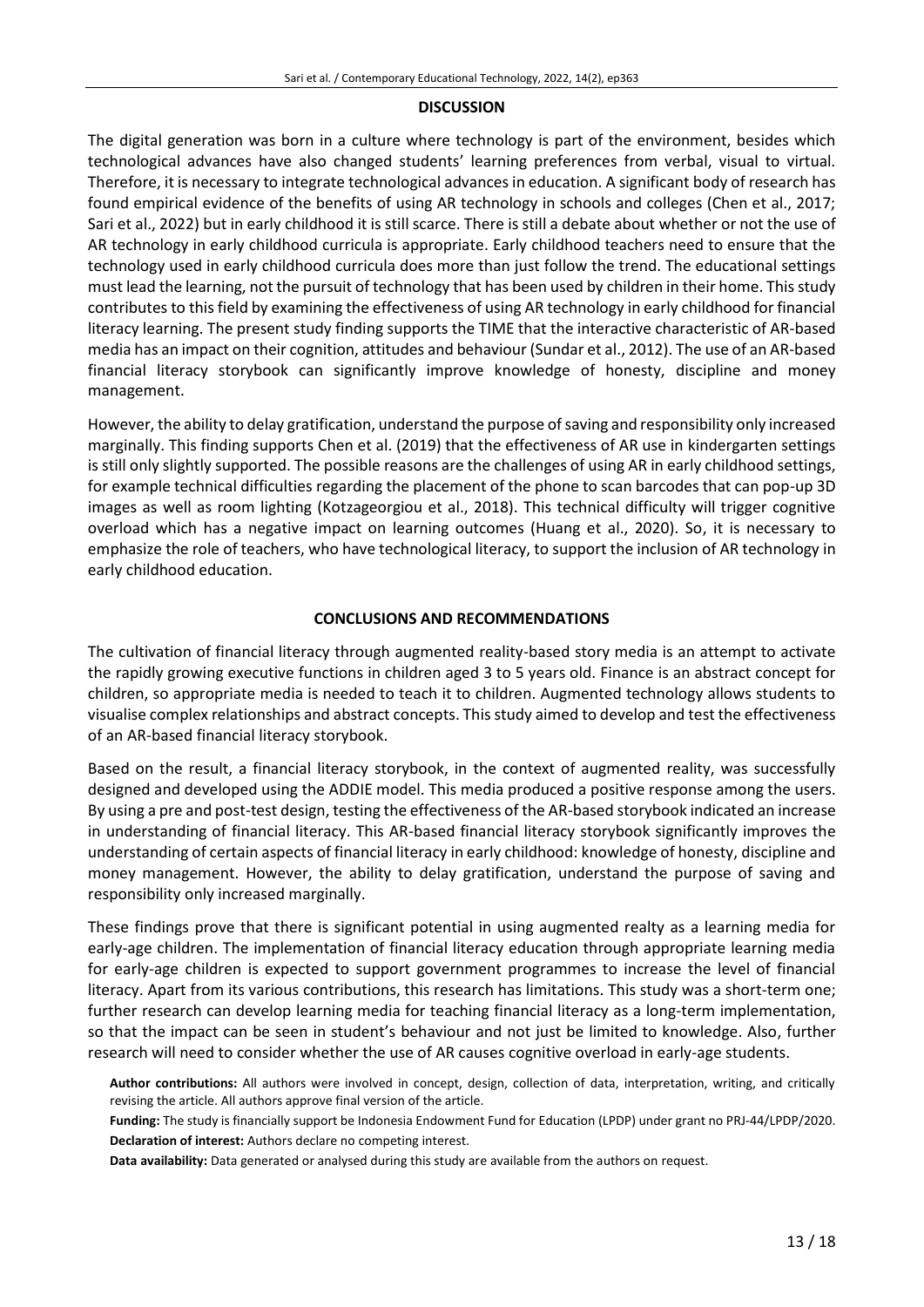## DISCUSSION

The digital generation was born in a culture where technology is part of the environment, besides which technological advances have also changed students' learning preferences from verbal, visual to virtual. Therefore, it is necessary to integrate technological advances in education. A significant body of research has found empirical evidence of the benefits of using AR technology in schools and colleges (Chen et al., 2017; Sari et al., 2022) but in early childhood it is still scarce. There is still a debate about whether or not the use of AR technology in early childhood curricula is appropriate. Early childhood teachers need to ensure that the technology used in early childhood curricula does more than just follow the trend. The educational settings must lead the learning, not the pursuit of technology that has been used by children in their home. This study contributes to this field by examining the effectiveness of using AR technology in early childhood for financial literacy learning. The present study finding supports the TIME that the interactive characteristic of AR-based media has an impact on their cognition, attitudes and behaviour (Sundar et al., 2012). The use of an AR-based financial literacy storybook can significantly improve knowledge of honesty, discipline and money management.

However, the ability to delay gratification, understand the purpose of saving and responsibility only increased marginally. This finding supports Chen et al. (2019) that the effectiveness of AR use in kindergarten settings is still only slightly supported. The possible reasons are the challenges of using AR in early childhood settings, for example technical difficulties regarding the placement of the phone to scan barcodes that can pop-up 3D images as well as room lighting (Kotzageorgiou et al., 2018). This technical difficulty will trigger cognitive overload which has a negative impact on learning outcomes (Huang et al., 2020). So, it is necessary to emphasize the role of teachers, who have technological literacy, to support the inclusion of AR technology in early childhood education.

## CONCLUSIONS AND RECOMMENDATIONS

The cultivation of financial literacy through augmented reality-based story media is an attempt to activate the rapidly growing executive functions in children aged 3 to 5 years old. Finance is an abstract concept for children, so appropriate media is needed to teach it to children. Augmented technology allows students to visualise complex relationships and abstract concepts. This study aimed to develop and test the effectiveness of an AR-based financial literacy storybook.

Based on the result, a financial literacy storybook, in the context of augmented reality, was successfully designed and developed using the ADDIE model. This media produced a positive response among the users. By using a pre and post-test design, testing the effectiveness of the AR-based storybook indicated an increase in understanding of financial literacy. This AR-based financial literacy storybook significantly improves the understanding of certain aspects of financial literacy in early childhood: knowledge of honesty, discipline and money management. However, the ability to delay gratification, understand the purpose of saving and responsibility only increased marginally.

These findings prove that there is significant potential in using augmented realty as a learning media for early-age children. The implementation of financial literacy education through appropriate learning media for early-age children is expected to support government programmes to increase the level of financial literacy. Apart from its various contributions, this research has limitations. This study was a short-term one; further research can develop learning media for teaching financial literacy as a long-term implementation, so that the impact can be seen in student's behaviour and not just be limited to knowledge. Also, further research will need to consider whether the use of AR causes cognitive overload in early-age students.

**Author contributions:** All authors were involved in concept, design, collection of data, interpretation, writing, and critically revising the article. All authors approve final version of the article.

**Funding:** The study is financially support be Indonesia Endowment Fund for Education (LPDP) under grant no PRJ-44/LPDP/2020.

**Declaration of interest:** Authors declare no competing interest.

**Data availability:** Data generated or analysed during this study are available from the authors on request.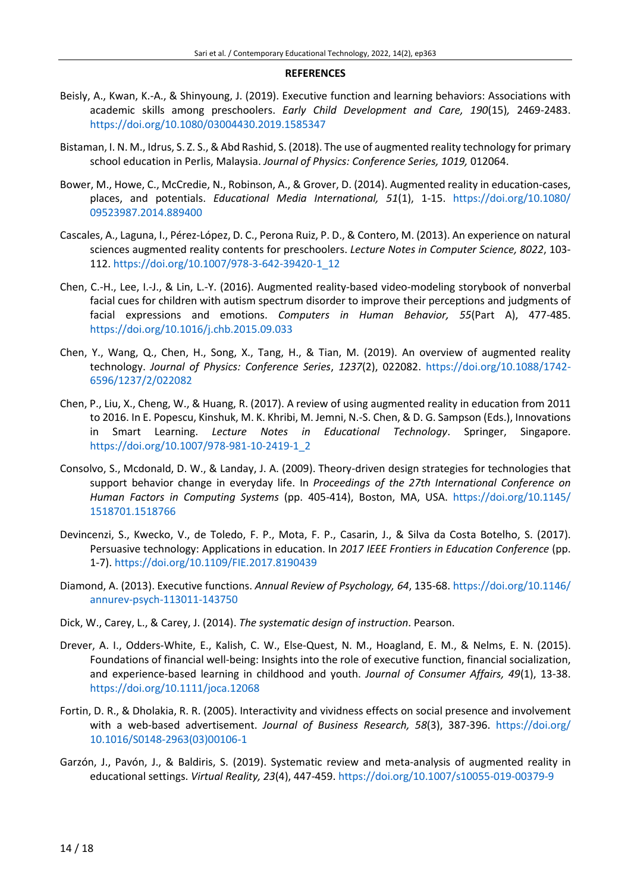## REFERENCES

Beisly, A., Kwan, K.-A., & Shinyoung, J. (2019). Executive function and learning behaviors: Associations with academic skills among preschoolers. *Early Child Development and Care, 190*(15)*,* 2469-2483. https://doi.org/10.1080/03004430.2019.1585347

Bistaman, I. N. M., Idrus, S. Z. S., & Abd Rashid, S. (2018). The use of augmented reality technology for primary school education in Perlis, Malaysia. *Journal of Physics: Conference Series, 1019,* 012064.

Bower, M., Howe, C., McCredie, N., Robinson, A., & Grover, D. (2014). Augmented reality in education-cases, places, and potentials. *Educational Media International, 51*(1), 1-15. https://doi.org/10.1080/09523987.2014.889400

Cascales, A., Laguna, I., Pérez-López, D. C., Perona Ruiz, P. D., & Contero, M. (2013). An experience on natural sciences augmented reality contents for preschoolers. *Lecture Notes in Computer Science, 8022*, 103-112. https://doi.org/10.1007/978-3-642-39420-1_12

Chen, C.-H., Lee, I.-J., & Lin, L.-Y. (2016). Augmented reality-based video-modeling storybook of nonverbal facial cues for children with autism spectrum disorder to improve their perceptions and judgments of facial expressions and emotions. *Computers in Human Behavior, 55*(Part A), 477-485. https://doi.org/10.1016/j.chb.2015.09.033

Chen, Y., Wang, Q., Chen, H., Song, X., Tang, H., & Tian, M. (2019). An overview of augmented reality technology. *Journal of Physics: Conference Series*, *1237*(2), 022082. https://doi.org/10.1088/1742-6596/1237/2/022082

Chen, P., Liu, X., Cheng, W., & Huang, R. (2017). A review of using augmented reality in education from 2011 to 2016. In E. Popescu, Kinshuk, M. K. Khribi, M. Jemni, N.-S. Chen, & D. G. Sampson (Eds.), Innovations in Smart Learning. *Lecture Notes in Educational Technology*. Springer, Singapore. https://doi.org/10.1007/978-981-10-2419-1_2

Consolvo, S., Mcdonald, D. W., & Landay, J. A. (2009). Theory-driven design strategies for technologies that support behavior change in everyday life. In *Proceedings of the 27th International Conference on Human Factors in Computing Systems* (pp. 405-414), Boston, MA, USA. https://doi.org/10.1145/1518701.1518766

Devincenzi, S., Kwecko, V., de Toledo, F. P., Mota, F. P., Casarin, J., & Silva da Costa Botelho, S. (2017). Persuasive technology: Applications in education. In *2017 IEEE Frontiers in Education Conference* (pp. 1-7). https://doi.org/10.1109/FIE.2017.8190439

Diamond, A. (2013). Executive functions. *Annual Review of Psychology, 64*, 135-68. https://doi.org/10.1146/annurev-psych-113011-143750

Dick, W., Carey, L., & Carey, J. (2014). *The systematic design of instruction*. Pearson.

Drever, A. I., Odders-White, E., Kalish, C. W., Else-Quest, N. M., Hoagland, E. M., & Nelms, E. N. (2015). Foundations of financial well-being: Insights into the role of executive function, financial socialization, and experience-based learning in childhood and youth. *Journal of Consumer Affairs, 49*(1), 13-38. https://doi.org/10.1111/joca.12068

Fortin, D. R., & Dholakia, R. R. (2005). Interactivity and vividness effects on social presence and involvement with a web-based advertisement. *Journal of Business Research, 58*(3), 387-396. https://doi.org/10.1016/S0148-2963(03)00106-1

Garzón, J., Pavón, J., & Baldiris, S. (2019). Systematic review and meta-analysis of augmented reality in educational settings. *Virtual Reality, 23*(4), 447-459. https://doi.org/10.1007/s10055-019-00379-9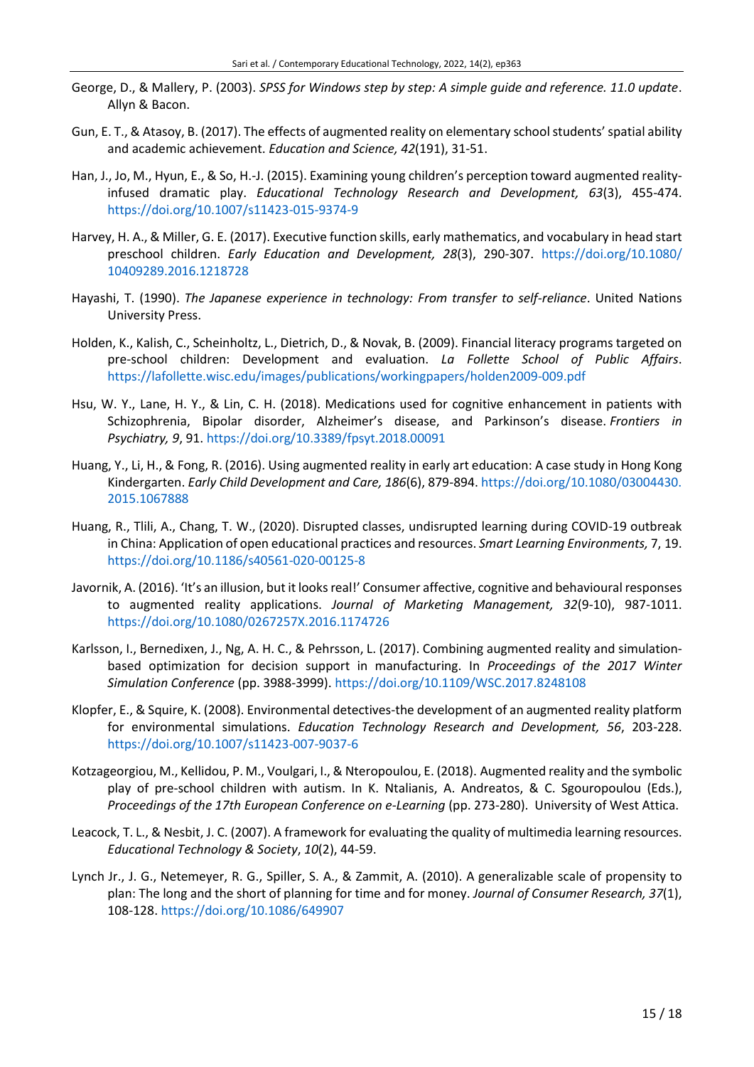George, D., & Mallery, P. (2003). *SPSS for Windows step by step: A simple guide and reference. 11.0 update*. Allyn & Bacon.

Gun, E. T., & Atasoy, B. (2017). The effects of augmented reality on elementary school students' spatial ability and academic achievement. *Education and Science, 42*(191), 31-51.

Han, J., Jo, M., Hyun, E., & So, H.-J. (2015). Examining young children's perception toward augmented reality-infused dramatic play. *Educational Technology Research and Development, 63*(3), 455-474. https://doi.org/10.1007/s11423-015-9374-9

Harvey, H. A., & Miller, G. E. (2017). Executive function skills, early mathematics, and vocabulary in head start preschool children. *Early Education and Development, 28*(3), 290-307. https://doi.org/10.1080/10409289.2016.1218728

Hayashi, T. (1990). *The Japanese experience in technology: From transfer to self-reliance*. United Nations University Press.

Holden, K., Kalish, C., Scheinholtz, L., Dietrich, D., & Novak, B. (2009). Financial literacy programs targeted on pre-school children: Development and evaluation. *La Follette School of Public Affairs*. https://lafollette.wisc.edu/images/publications/workingpapers/holden2009-009.pdf

Hsu, W. Y., Lane, H. Y., & Lin, C. H. (2018). Medications used for cognitive enhancement in patients with Schizophrenia, Bipolar disorder, Alzheimer's disease, and Parkinson's disease. *Frontiers in Psychiatry, 9*, 91. https://doi.org/10.3389/fpsyt.2018.00091

Huang, Y., Li, H., & Fong, R. (2016). Using augmented reality in early art education: A case study in Hong Kong Kindergarten. *Early Child Development and Care, 186*(6), 879-894. https://doi.org/10.1080/03004430.2015.1067888

Huang, R., Tlili, A., Chang, T. W., (2020). Disrupted classes, undisrupted learning during COVID-19 outbreak in China: Application of open educational practices and resources. *Smart Learning Environments,* 7, 19. https://doi.org/10.1186/s40561-020-00125-8

Javornik, A. (2016). 'It's an illusion, but it looks real!' Consumer affective, cognitive and behavioural responses to augmented reality applications. *Journal of Marketing Management, 32*(9-10), 987-1011. https://doi.org/10.1080/0267257X.2016.1174726

Karlsson, I., Bernedixen, J., Ng, A. H. C., & Pehrsson, L. (2017). Combining augmented reality and simulation-based optimization for decision support in manufacturing. In *Proceedings of the 2017 Winter Simulation Conference* (pp. 3988-3999). https://doi.org/10.1109/WSC.2017.8248108

Klopfer, E., & Squire, K. (2008). Environmental detectives-the development of an augmented reality platform for environmental simulations. *Education Technology Research and Development, 56*, 203-228. https://doi.org/10.1007/s11423-007-9037-6

Kotzageorgiou, M., Kellidou, P. M., Voulgari, I., & Nteropoulou, E. (2018). Augmented reality and the symbolic play of pre-school children with autism. In K. Ntalianis, A. Andreatos, & C. Sgouropoulou (Eds.), *Proceedings of the 17th European Conference on e-Learning* (pp. 273-280). University of West Attica.

Leacock, T. L., & Nesbit, J. C. (2007). A framework for evaluating the quality of multimedia learning resources. *Educational Technology & Society*, *10*(2), 44-59.

Lynch Jr., J. G., Netemeyer, R. G., Spiller, S. A., & Zammit, A. (2010). A generalizable scale of propensity to plan: The long and the short of planning for time and for money. *Journal of Consumer Research, 37*(1), 108-128. https://doi.org/10.1086/649907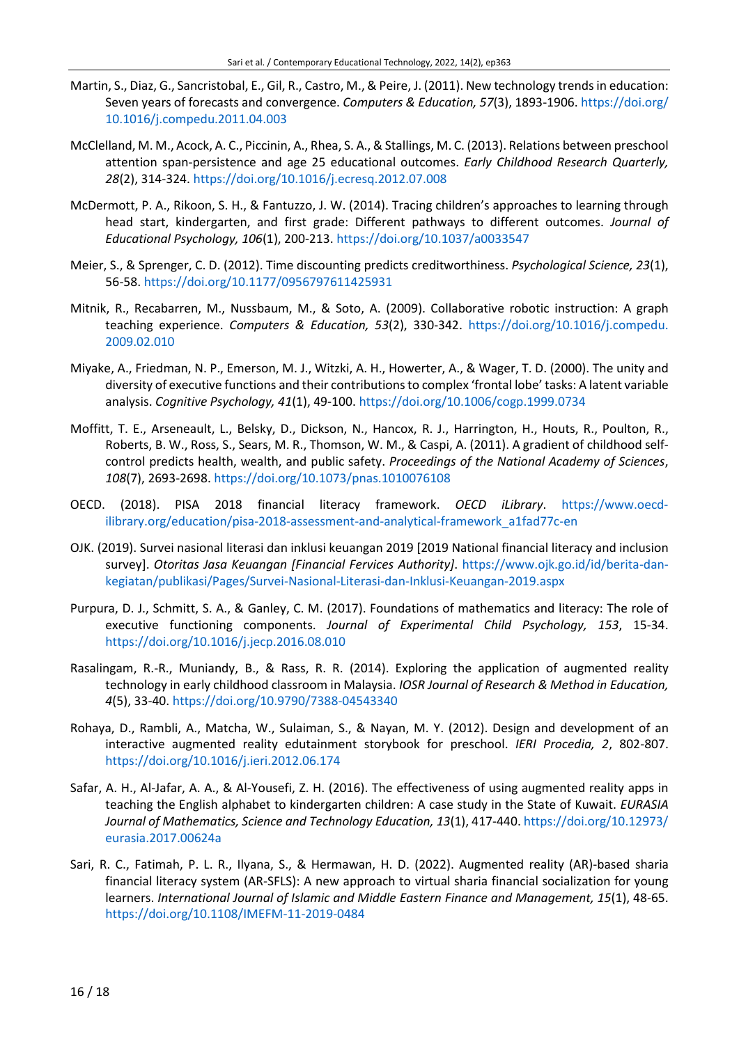Martin, S., Diaz, G., Sancristobal, E., Gil, R., Castro, M., & Peire, J. (2011). New technology trends in education: Seven years of forecasts and convergence. *Computers & Education, 57*(3), 1893-1906. https://doi.org/10.1016/j.compedu.2011.04.003

McClelland, M. M., Acock, A. C., Piccinin, A., Rhea, S. A., & Stallings, M. C. (2013). Relations between preschool attention span-persistence and age 25 educational outcomes. *Early Childhood Research Quarterly, 28*(2), 314-324. https://doi.org/10.1016/j.ecresq.2012.07.008

McDermott, P. A., Rikoon, S. H., & Fantuzzo, J. W. (2014). Tracing children's approaches to learning through head start, kindergarten, and first grade: Different pathways to different outcomes. *Journal of Educational Psychology, 106*(1), 200-213. https://doi.org/10.1037/a0033547

Meier, S., & Sprenger, C. D. (2012). Time discounting predicts creditworthiness. *Psychological Science, 23*(1), 56-58. https://doi.org/10.1177/0956797611425931

Mitnik, R., Recabarren, M., Nussbaum, M., & Soto, A. (2009). Collaborative robotic instruction: A graph teaching experience. *Computers & Education, 53*(2), 330-342. https://doi.org/10.1016/j.compedu.2009.02.010

Miyake, A., Friedman, N. P., Emerson, M. J., Witzki, A. H., Howerter, A., & Wager, T. D. (2000). The unity and diversity of executive functions and their contributions to complex 'frontal lobe' tasks: A latent variable analysis. *Cognitive Psychology, 41*(1), 49-100. https://doi.org/10.1006/cogp.1999.0734

Moffitt, T. E., Arseneault, L., Belsky, D., Dickson, N., Hancox, R. J., Harrington, H., Houts, R., Poulton, R., Roberts, B. W., Ross, S., Sears, M. R., Thomson, W. M., & Caspi, A. (2011). A gradient of childhood self-control predicts health, wealth, and public safety. *Proceedings of the National Academy of Sciences*, *108*(7), 2693-2698. https://doi.org/10.1073/pnas.1010076108

OECD. (2018). PISA 2018 financial literacy framework. *OECD iLibrary*. https://www.oecd-ilibrary.org/education/pisa-2018-assessment-and-analytical-framework_a1fad77c-en

OJK. (2019). Survei nasional literasi dan inklusi keuangan 2019 [2019 National financial literacy and inclusion survey]. *Otoritas Jasa Keuangan [Financial Fervices Authority]*. https://www.ojk.go.id/id/berita-dan-kegiatan/publikasi/Pages/Survei-Nasional-Literasi-dan-Inklusi-Keuangan-2019.aspx

Purpura, D. J., Schmitt, S. A., & Ganley, C. M. (2017). Foundations of mathematics and literacy: The role of executive functioning components. *Journal of Experimental Child Psychology, 153*, 15-34. https://doi.org/10.1016/j.jecp.2016.08.010

Rasalingam, R.-R., Muniandy, B., & Rass, R. R. (2014). Exploring the application of augmented reality technology in early childhood classroom in Malaysia. *IOSR Journal of Research & Method in Education, 4*(5), 33-40. https://doi.org/10.9790/7388-04543340

Rohaya, D., Rambli, A., Matcha, W., Sulaiman, S., & Nayan, M. Y. (2012). Design and development of an interactive augmented reality edutainment storybook for preschool. *IERI Procedia, 2*, 802-807. https://doi.org/10.1016/j.ieri.2012.06.174

Safar, A. H., Al-Jafar, A. A., & Al-Yousefi, Z. H. (2016). The effectiveness of using augmented reality apps in teaching the English alphabet to kindergarten children: A case study in the State of Kuwait. *EURASIA Journal of Mathematics, Science and Technology Education, 13*(1), 417-440. https://doi.org/10.12973/eurasia.2017.00624a

Sari, R. C., Fatimah, P. L. R., Ilyana, S., & Hermawan, H. D. (2022). Augmented reality (AR)-based sharia financial literacy system (AR-SFLS): A new approach to virtual sharia financial socialization for young learners. *International Journal of Islamic and Middle Eastern Finance and Management, 15*(1), 48-65. https://doi.org/10.1108/IMEFM-11-2019-0484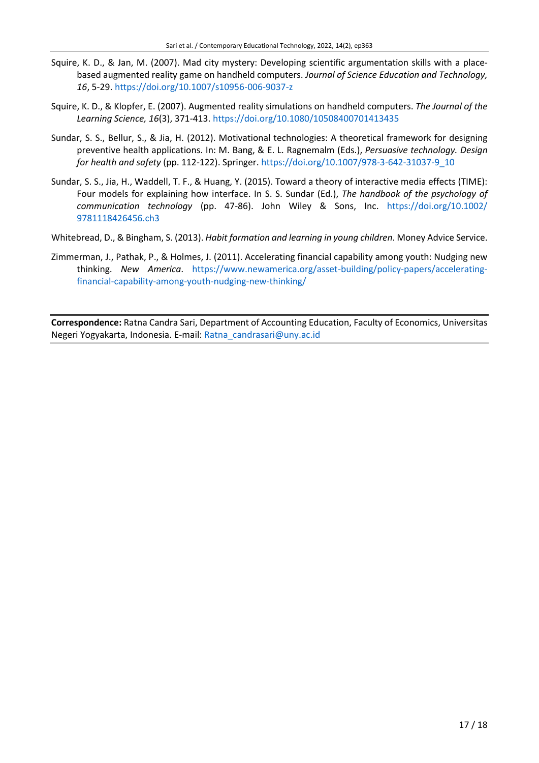Squire, K. D., & Jan, M. (2007). Mad city mystery: Developing scientific argumentation skills with a place-based augmented reality game on handheld computers. *Journal of Science Education and Technology, 16*, 5-29. https://doi.org/10.1007/s10956-006-9037-z

Squire, K. D., & Klopfer, E. (2007). Augmented reality simulations on handheld computers. *The Journal of the Learning Science, 16*(3), 371-413. https://doi.org/10.1080/10508400701413435

Sundar, S. S., Bellur, S., & Jia, H. (2012). Motivational technologies: A theoretical framework for designing preventive health applications. In: M. Bang, & E. L. Ragnemalm (Eds.), *Persuasive technology. Design for health and safety* (pp. 112-122). Springer. https://doi.org/10.1007/978-3-642-31037-9_10

Sundar, S. S., Jia, H., Waddell, T. F., & Huang, Y. (2015). Toward a theory of interactive media effects (TIME): Four models for explaining how interface. In S. S. Sundar (Ed.), *The handbook of the psychology of communication technology* (pp. 47-86). John Wiley & Sons, Inc. https://doi.org/10.1002/9781118426456.ch3

Whitebread, D., & Bingham, S. (2013). *Habit formation and learning in young children*. Money Advice Service.

Zimmerman, J., Pathak, P., & Holmes, J. (2011). Accelerating financial capability among youth: Nudging new thinking. *New America*. https://www.newamerica.org/asset-building/policy-papers/accelerating-financial-capability-among-youth-nudging-new-thinking/

---

**Correspondence:** Ratna Candra Sari, Department of Accounting Education, Faculty of Economics, Universitas Negeri Yogyakarta, Indonesia. E-mail: Ratna_candrasari@uny.ac.id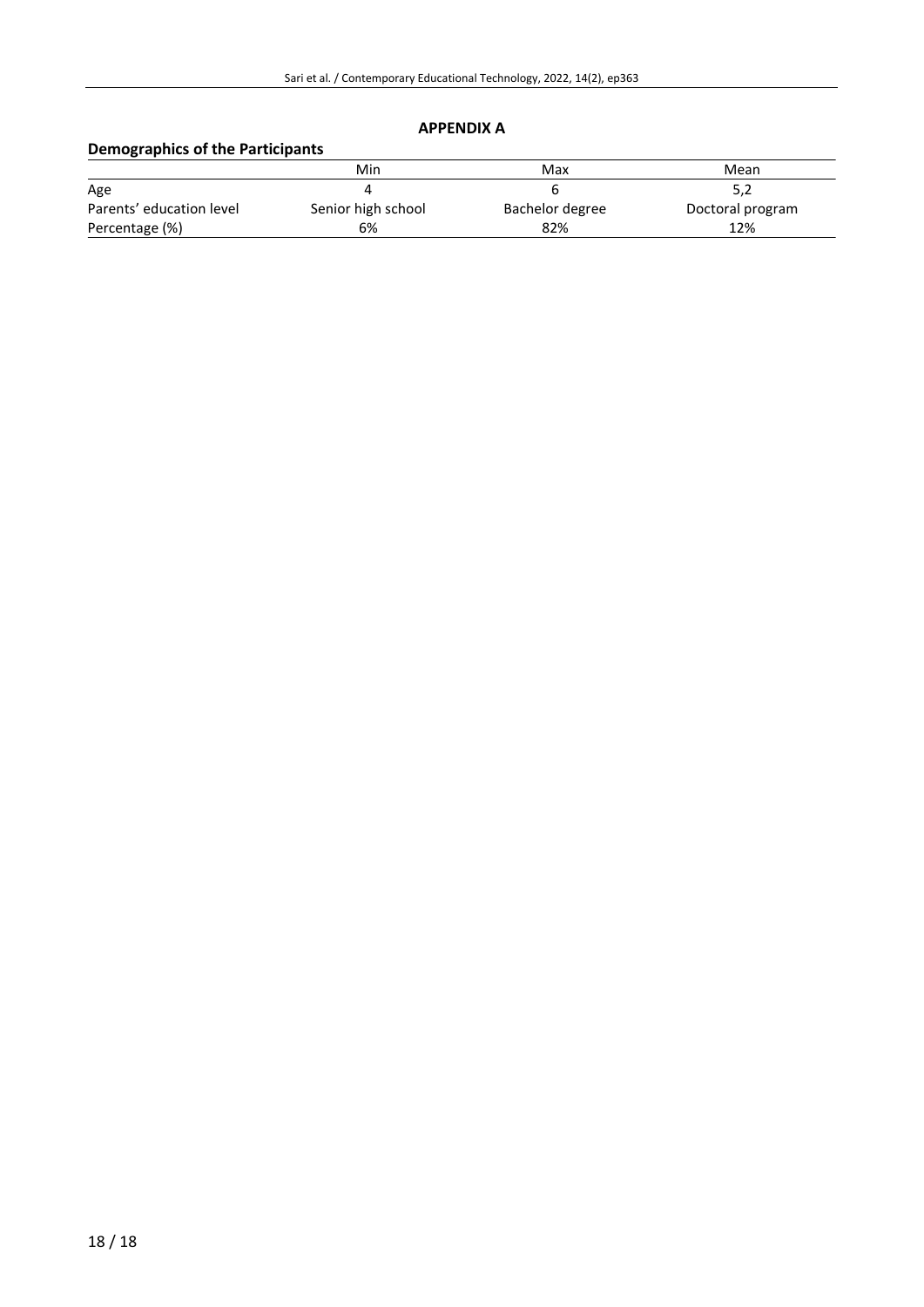## APPENDIX A

### Demographics of the Participants

| | Min | Max | Mean |
|---|---|---|---|
| Age | 4 | 6 | 5,2 |
| Parents' education level | Senior high school | Bachelor degree | Doctoral program |
| Percentage (%) | 6% | 82% | 12% |